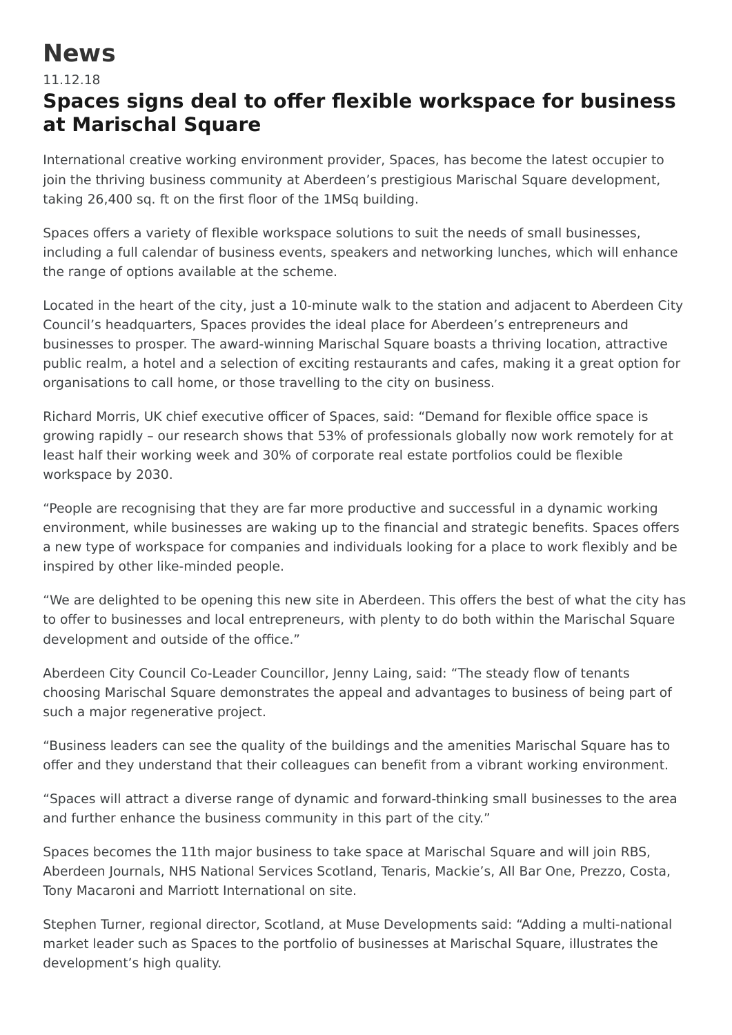# News

11.12.18

## Spaces signs deal to offer flexible workspace for business at Marischal Square

International creative working environment provider, Spaces, has become the latest occupier to join the thriving business community at Aberdeen's prestigious Marischal Square development, taking 26,400 sq. ft on the first floor of the 1MSq building.

Spaces offers a variety of flexible workspace solutions to suit the needs of small businesses, including a full calendar of business events, speakers and networking lunches, which will enhance the range of options available at the scheme.

Located in the heart of the city, just a 10-minute walk to the station and adjacent to Aberdeen City Council's headquarters, Spaces provides the ideal place for Aberdeen's entrepreneurs and businesses to prosper. The award-winning Marischal Square boasts a thriving location, attractive public realm, a hotel and a selection of exciting restaurants and cafes, making it a great option for organisations to call home, or those travelling to the city on business.

Richard Morris, UK chief executive officer of Spaces, said: "Demand for flexible office space is growing rapidly – our research shows that 53% of professionals globally now work remotely for at least half their working week and 30% of corporate real estate portfolios could be flexible workspace by 2030.

"People are recognising that they are far more productive and successful in a dynamic working environment, while businesses are waking up to the financial and strategic benefits. Spaces offers a new type of workspace for companies and individuals looking for a place to work flexibly and be inspired by other like-minded people.

"We are delighted to be opening this new site in Aberdeen. This offers the best of what the city has to offer to businesses and local entrepreneurs, with plenty to do both within the Marischal Square development and outside of the office."

Aberdeen City Council Co-Leader Councillor, Jenny Laing, said: "The steady flow of tenants choosing Marischal Square demonstrates the appeal and advantages to business of being part of such a major regenerative project.

"Business leaders can see the quality of the buildings and the amenities Marischal Square has to offer and they understand that their colleagues can benefit from a vibrant working environment.

"Spaces will attract a diverse range of dynamic and forward-thinking small businesses to the area and further enhance the business community in this part of the city."

Spaces becomes the 11th major business to take space at Marischal Square and will join RBS, Aberdeen Journals, NHS National Services Scotland, Tenaris, Mackie's, All Bar One, Prezzo, Costa, Tony Macaroni and Marriott International on site.

Stephen Turner, regional director, Scotland, at Muse Developments said: "Adding a multi-national market leader such as Spaces to the portfolio of businesses at Marischal Square, illustrates the development's high quality.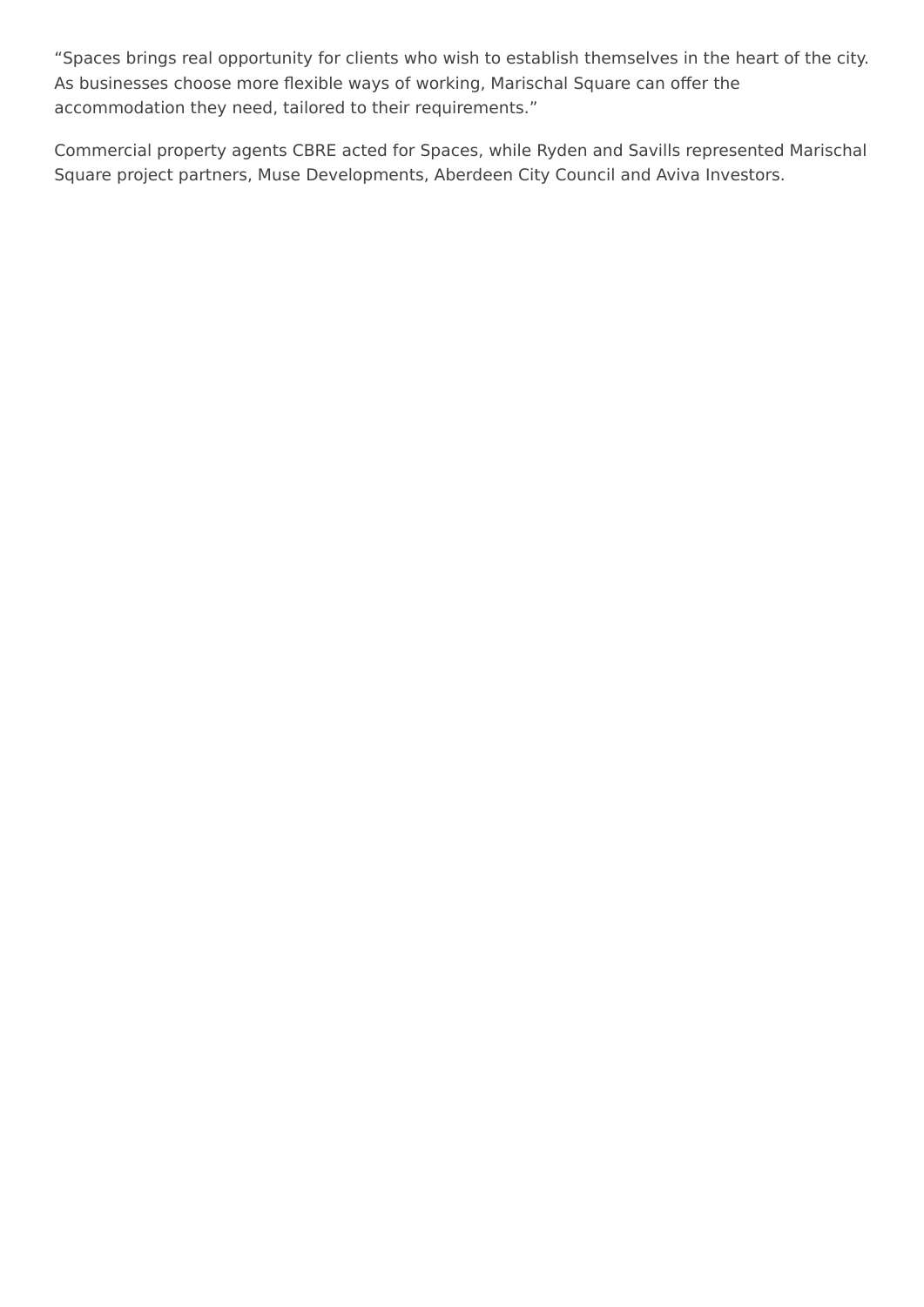“Spaces brings real opportunity for clients who wish to establish themselves in the heart of the city. As businesses choose more flexible ways of working, Marischal Square can offer the accommodation they need, tailored to their requirements.”

Commercial property agents CBRE acted for Spaces, while Ryden and Savills represented Marischal Square project partners, Muse Developments, Aberdeen City Council and Aviva Investors.